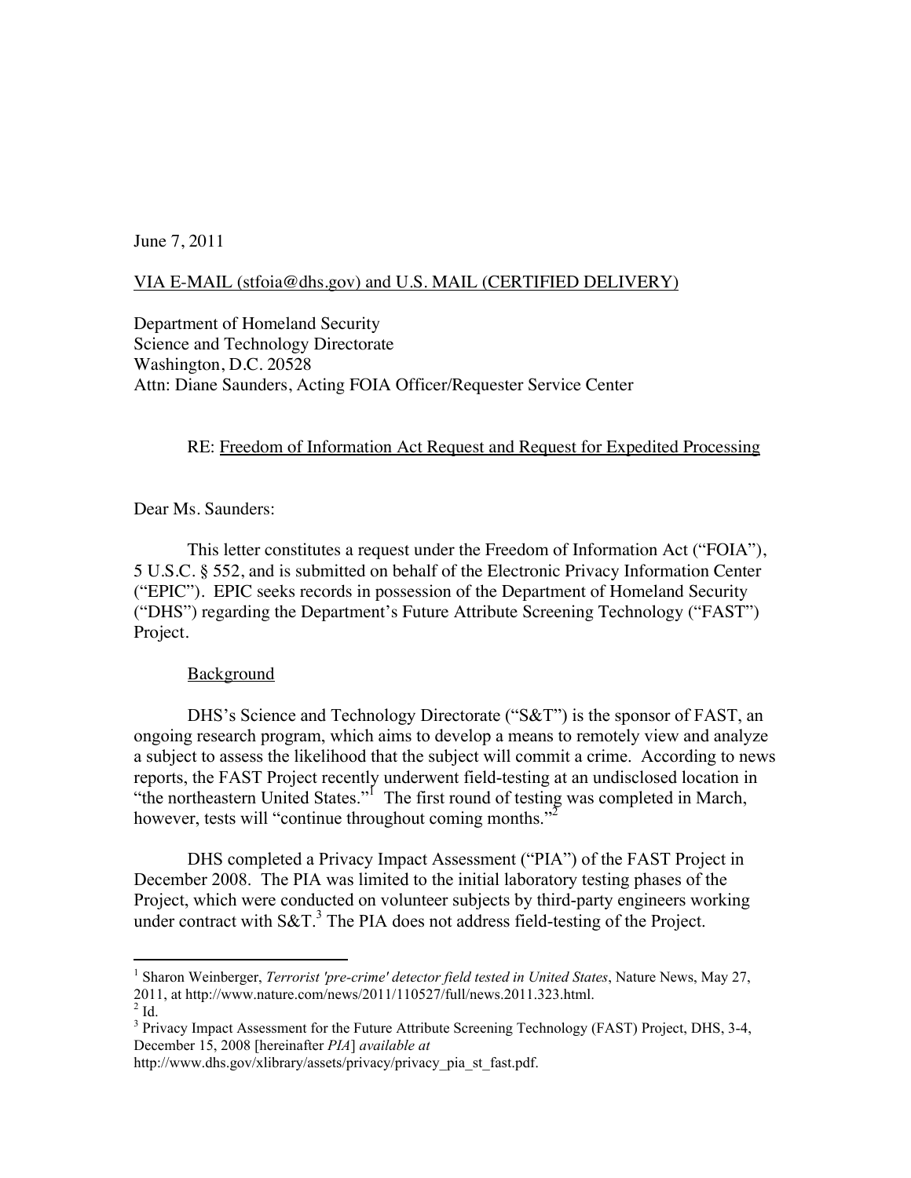June 7, 2011

VIA E-MAIL (stfoia@dhs.gov) and U.S. MAIL (CERTIFIED DELIVERY)

Department of Homeland Security
Science and Technology Directorate
Washington, D.C. 20528
Attn: Diane Saunders, Acting FOIA Officer/Requester Service Center

RE: Freedom of Information Act Request and Request for Expedited Processing

Dear Ms. Saunders:

This letter constitutes a request under the Freedom of Information Act ("FOIA"), 5 U.S.C. § 552, and is submitted on behalf of the Electronic Privacy Information Center ("EPIC"). EPIC seeks records in possession of the Department of Homeland Security ("DHS") regarding the Department's Future Attribute Screening Technology ("FAST") Project.

Background

DHS's Science and Technology Directorate ("S&T") is the sponsor of FAST, an ongoing research program, which aims to develop a means to remotely view and analyze a subject to assess the likelihood that the subject will commit a crime. According to news reports, the FAST Project recently underwent field-testing at an undisclosed location in "the northeastern United States."[1] The first round of testing was completed in March, however, tests will "continue throughout coming months."[2]

DHS completed a Privacy Impact Assessment ("PIA") of the FAST Project in December 2008. The PIA was limited to the initial laboratory testing phases of the Project, which were conducted on volunteer subjects by third-party engineers working under contract with S&T.[3] The PIA does not address field-testing of the Project.

---

[1] Sharon Weinberger, *Terrorist 'pre-crime' detector field tested in United States*, Nature News, May 27, 2011, at http://www.nature.com/news/2011/110527/full/news.2011.323.html.

[2] Id.

[3] Privacy Impact Assessment for the Future Attribute Screening Technology (FAST) Project, DHS, 3-4, December 15, 2008 [hereinafter *PIA*] *available at* http://www.dhs.gov/xlibrary/assets/privacy/privacy_pia_st_fast.pdf.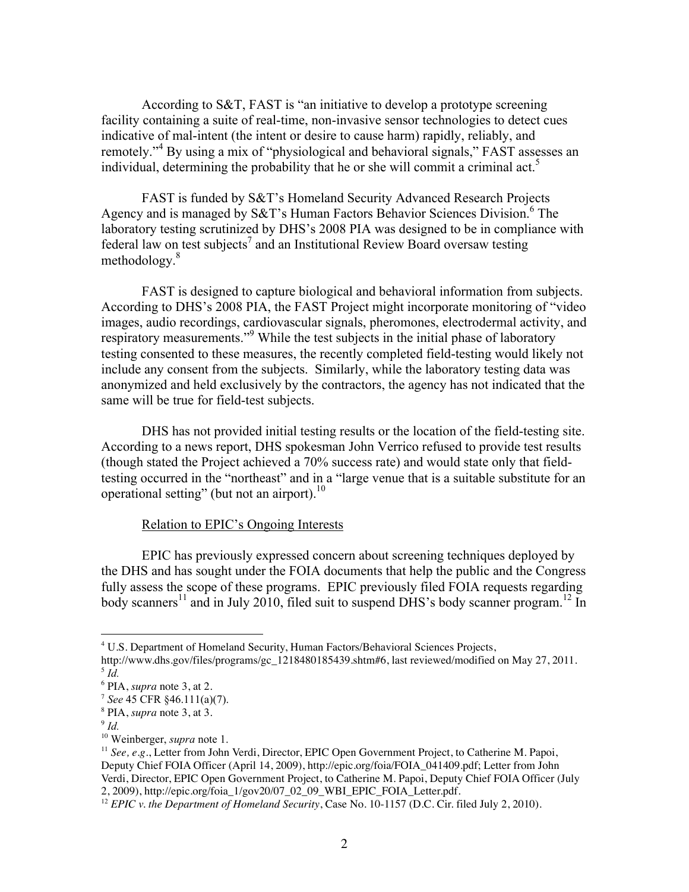According to S&T, FAST is "an initiative to develop a prototype screening facility containing a suite of real-time, non-invasive sensor technologies to detect cues indicative of mal-intent (the intent or desire to cause harm) rapidly, reliably, and remotely."[4] By using a mix of "physiological and behavioral signals," FAST assesses an individual, determining the probability that he or she will commit a criminal act.[5]

FAST is funded by S&T's Homeland Security Advanced Research Projects Agency and is managed by S&T's Human Factors Behavior Sciences Division.[6] The laboratory testing scrutinized by DHS's 2008 PIA was designed to be in compliance with federal law on test subjects[7] and an Institutional Review Board oversaw testing methodology.[8]

FAST is designed to capture biological and behavioral information from subjects. According to DHS's 2008 PIA, the FAST Project might incorporate monitoring of "video images, audio recordings, cardiovascular signals, pheromones, electrodermal activity, and respiratory measurements."[9] While the test subjects in the initial phase of laboratory testing consented to these measures, the recently completed field-testing would likely not include any consent from the subjects. Similarly, while the laboratory testing data was anonymized and held exclusively by the contractors, the agency has not indicated that the same will be true for field-test subjects.

DHS has not provided initial testing results or the location of the field-testing site. According to a news report, DHS spokesman John Verrico refused to provide test results (though stated the Project achieved a 70% success rate) and would state only that field-testing occurred in the "northeast" and in a "large venue that is a suitable substitute for an operational setting" (but not an airport).[10]

<u>Relation to EPIC's Ongoing Interests</u>

EPIC has previously expressed concern about screening techniques deployed by the DHS and has sought under the FOIA documents that help the public and the Congress fully assess the scope of these programs. EPIC previously filed FOIA requests regarding body scanners[11] and in July 2010, filed suit to suspend DHS's body scanner program.[12] In

---

[4] U.S. Department of Homeland Security, Human Factors/Behavioral Sciences Projects, http://www.dhs.gov/files/programs/gc_1218480185439.shtm#6, last reviewed/modified on May 27, 2011.

[5] *Id.*

[6] PIA, *supra* note 3, at 2.

[7] *See* 45 CFR §46.111(a)(7).

[8] PIA, *supra* note 3, at 3.

[9] *Id.*

[10] Weinberger, *supra* note 1.

[11] *See, e.g.*, Letter from John Verdi, Director, EPIC Open Government Project, to Catherine M. Papoi, Deputy Chief FOIA Officer (April 14, 2009), http://epic.org/foia/FOIA_041409.pdf; Letter from John Verdi, Director, EPIC Open Government Project, to Catherine M. Papoi, Deputy Chief FOIA Officer (July 2, 2009), http://epic.org/foia_1/gov20/07_02_09_WBI_EPIC_FOIA_Letter.pdf.

[12] *EPIC v. the Department of Homeland Security*, Case No. 10-1157 (D.C. Cir. filed July 2, 2010).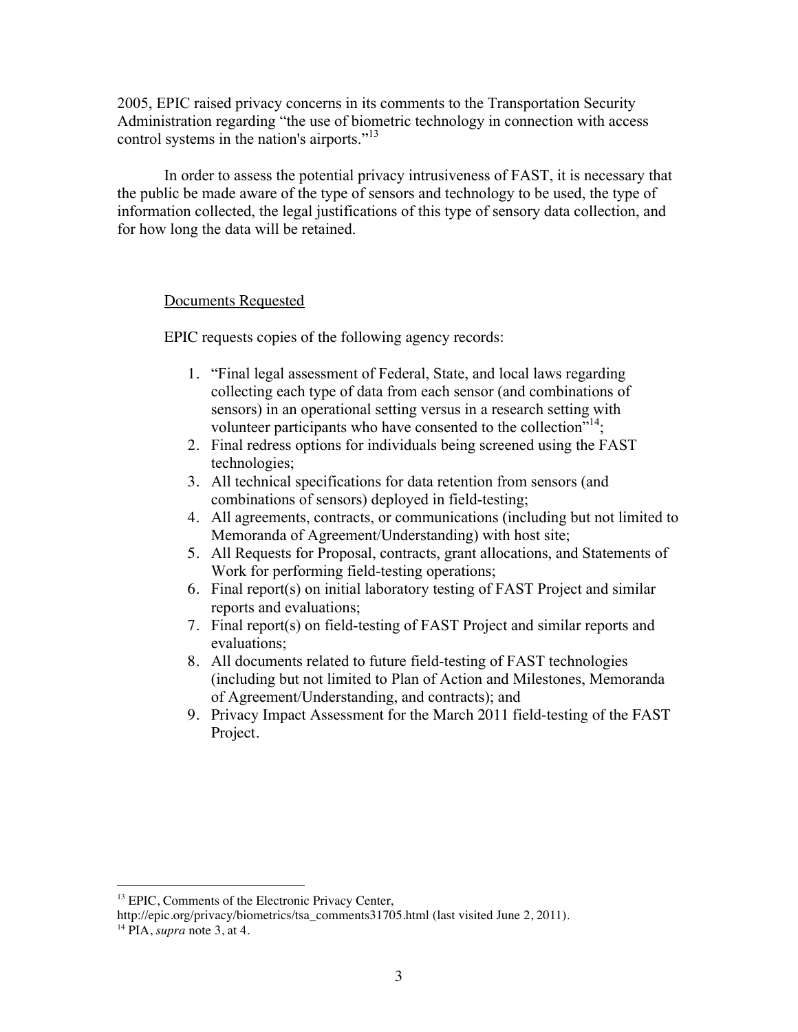2005, EPIC raised privacy concerns in its comments to the Transportation Security Administration regarding "the use of biometric technology in connection with access control systems in the nation's airports."[13]

In order to assess the potential privacy intrusiveness of FAST, it is necessary that the public be made aware of the type of sensors and technology to be used, the type of information collected, the legal justifications of this type of sensory data collection, and for how long the data will be retained.

Documents Requested

EPIC requests copies of the following agency records:

1. "Final legal assessment of Federal, State, and local laws regarding collecting each type of data from each sensor (and combinations of sensors) in an operational setting versus in a research setting with volunteer participants who have consented to the collection"[14];
2. Final redress options for individuals being screened using the FAST technologies;
3. All technical specifications for data retention from sensors (and combinations of sensors) deployed in field-testing;
4. All agreements, contracts, or communications (including but not limited to Memoranda of Agreement/Understanding) with host site;
5. All Requests for Proposal, contracts, grant allocations, and Statements of Work for performing field-testing operations;
6. Final report(s) on initial laboratory testing of FAST Project and similar reports and evaluations;
7. Final report(s) on field-testing of FAST Project and similar reports and evaluations;
8. All documents related to future field-testing of FAST technologies (including but not limited to Plan of Action and Milestones, Memoranda of Agreement/Understanding, and contracts); and
9. Privacy Impact Assessment for the March 2011 field-testing of the FAST Project.

---

[13] EPIC, Comments of the Electronic Privacy Center, http://epic.org/privacy/biometrics/tsa_comments31705.html (last visited June 2, 2011).

[14] PIA, *supra* note 3, at 4.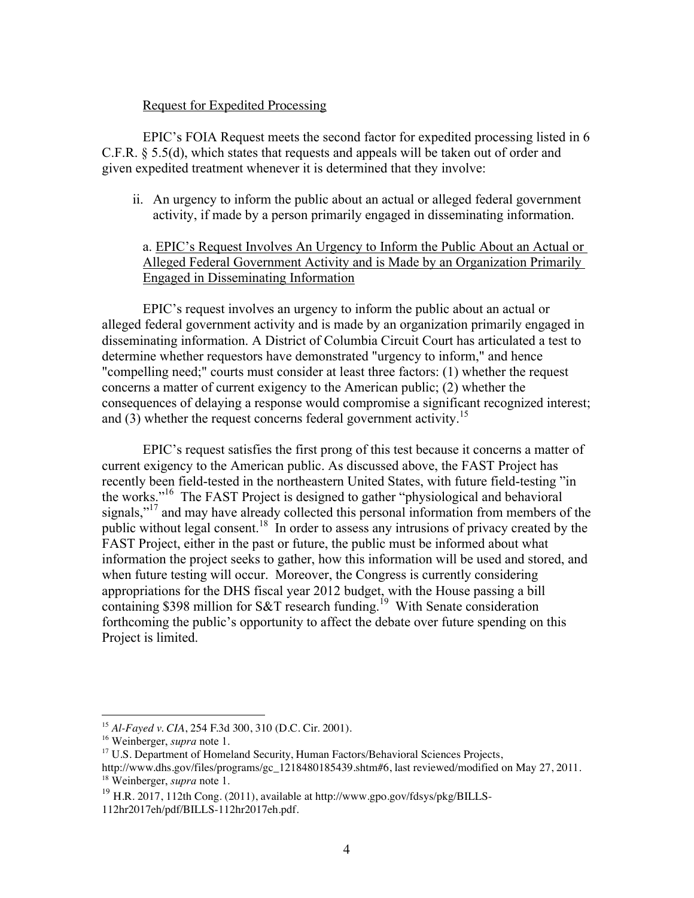Request for Expedited Processing

EPIC's FOIA Request meets the second factor for expedited processing listed in 6 C.F.R. § 5.5(d), which states that requests and appeals will be taken out of order and given expedited treatment whenever it is determined that they involve:

ii. An urgency to inform the public about an actual or alleged federal government activity, if made by a person primarily engaged in disseminating information.

a. EPIC's Request Involves An Urgency to Inform the Public About an Actual or Alleged Federal Government Activity and is Made by an Organization Primarily Engaged in Disseminating Information

EPIC's request involves an urgency to inform the public about an actual or alleged federal government activity and is made by an organization primarily engaged in disseminating information. A District of Columbia Circuit Court has articulated a test to determine whether requestors have demonstrated "urgency to inform," and hence "compelling need;" courts must consider at least three factors: (1) whether the request concerns a matter of current exigency to the American public; (2) whether the consequences of delaying a response would compromise a significant recognized interest; and (3) whether the request concerns federal government activity.[15]

EPIC's request satisfies the first prong of this test because it concerns a matter of current exigency to the American public. As discussed above, the FAST Project has recently been field-tested in the northeastern United States, with future field-testing "in the works."[16] The FAST Project is designed to gather "physiological and behavioral signals,"[17] and may have already collected this personal information from members of the public without legal consent.[18] In order to assess any intrusions of privacy created by the FAST Project, either in the past or future, the public must be informed about what information the project seeks to gather, how this information will be used and stored, and when future testing will occur. Moreover, the Congress is currently considering appropriations for the DHS fiscal year 2012 budget, with the House passing a bill containing $398 million for S&T research funding.[19] With Senate consideration forthcoming the public's opportunity to affect the debate over future spending on this Project is limited.

---

[15] *Al-Fayed v. CIA*, 254 F.3d 300, 310 (D.C. Cir. 2001).

[16] Weinberger, *supra* note 1.

[17] U.S. Department of Homeland Security, Human Factors/Behavioral Sciences Projects, http://www.dhs.gov/files/programs/gc_1218480185439.shtm#6, last reviewed/modified on May 27, 2011.

[18] Weinberger, *supra* note 1.

[19] H.R. 2017, 112th Cong. (2011), available at http://www.gpo.gov/fdsys/pkg/BILLS-112hr2017eh/pdf/BILLS-112hr2017eh.pdf.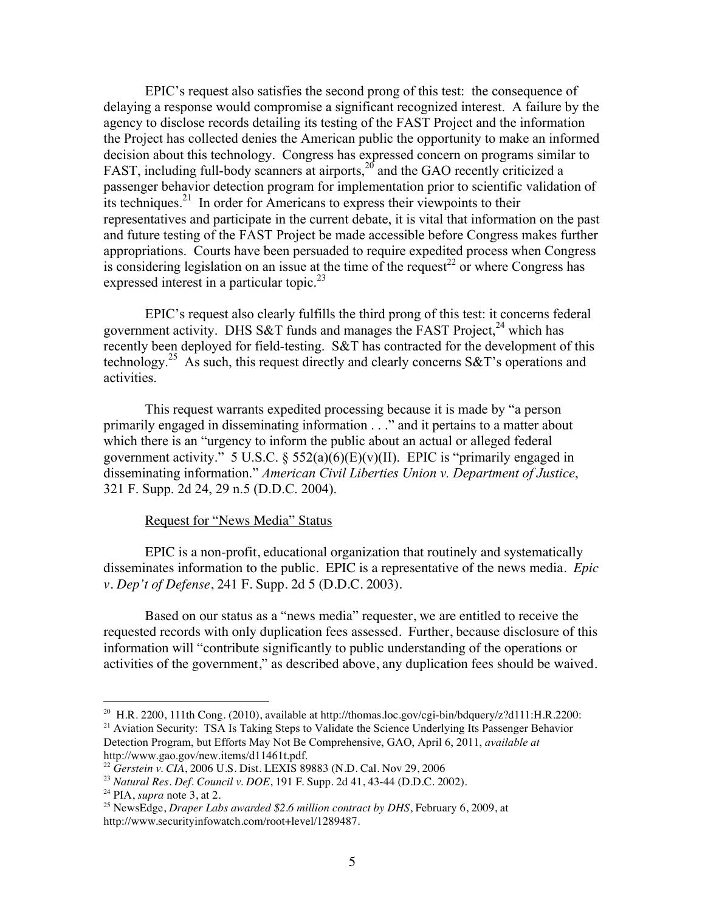EPIC's request also satisfies the second prong of this test: the consequence of delaying a response would compromise a significant recognized interest. A failure by the agency to disclose records detailing its testing of the FAST Project and the information the Project has collected denies the American public the opportunity to make an informed decision about this technology. Congress has expressed concern on programs similar to FAST, including full-body scanners at airports,[20] and the GAO recently criticized a passenger behavior detection program for implementation prior to scientific validation of its techniques.[21] In order for Americans to express their viewpoints to their representatives and participate in the current debate, it is vital that information on the past and future testing of the FAST Project be made accessible before Congress makes further appropriations. Courts have been persuaded to require expedited process when Congress is considering legislation on an issue at the time of the request[22] or where Congress has expressed interest in a particular topic.[23]

EPIC's request also clearly fulfills the third prong of this test: it concerns federal government activity. DHS S&T funds and manages the FAST Project,[24] which has recently been deployed for field-testing. S&T has contracted for the development of this technology.[25] As such, this request directly and clearly concerns S&T's operations and activities.

This request warrants expedited processing because it is made by "a person primarily engaged in disseminating information . . ." and it pertains to a matter about which there is an "urgency to inform the public about an actual or alleged federal government activity." 5 U.S.C. § 552(a)(6)(E)(v)(II). EPIC is "primarily engaged in disseminating information." *American Civil Liberties Union v. Department of Justice*, 321 F. Supp. 2d 24, 29 n.5 (D.D.C. 2004).

<u>Request for "News Media" Status</u>

EPIC is a non-profit, educational organization that routinely and systematically disseminates information to the public. EPIC is a representative of the news media. *Epic v. Dep't of Defense*, 241 F. Supp. 2d 5 (D.D.C. 2003).

Based on our status as a "news media" requester, we are entitled to receive the requested records with only duplication fees assessed. Further, because disclosure of this information will "contribute significantly to public understanding of the operations or activities of the government," as described above, any duplication fees should be waived.

---

[20] H.R. 2200, 111th Cong. (2010), available at http://thomas.loc.gov/cgi-bin/bdquery/z?d111:H.R.2200:

[21] Aviation Security: TSA Is Taking Steps to Validate the Science Underlying Its Passenger Behavior Detection Program, but Efforts May Not Be Comprehensive, GAO, April 6, 2011, *available at* http://www.gao.gov/new.items/d11461t.pdf.

[22] *Gerstein v. CIA*, 2006 U.S. Dist. LEXIS 89883 (N.D. Cal. Nov 29, 2006

[23] *Natural Res. Def. Council v. DOE*, 191 F. Supp. 2d 41, 43-44 (D.D.C. 2002).

[24] PIA, *supra* note 3, at 2.

[25] NewsEdge, *Draper Labs awarded $2.6 million contract by DHS*, February 6, 2009, at http://www.securityinfowatch.com/root+level/1289487.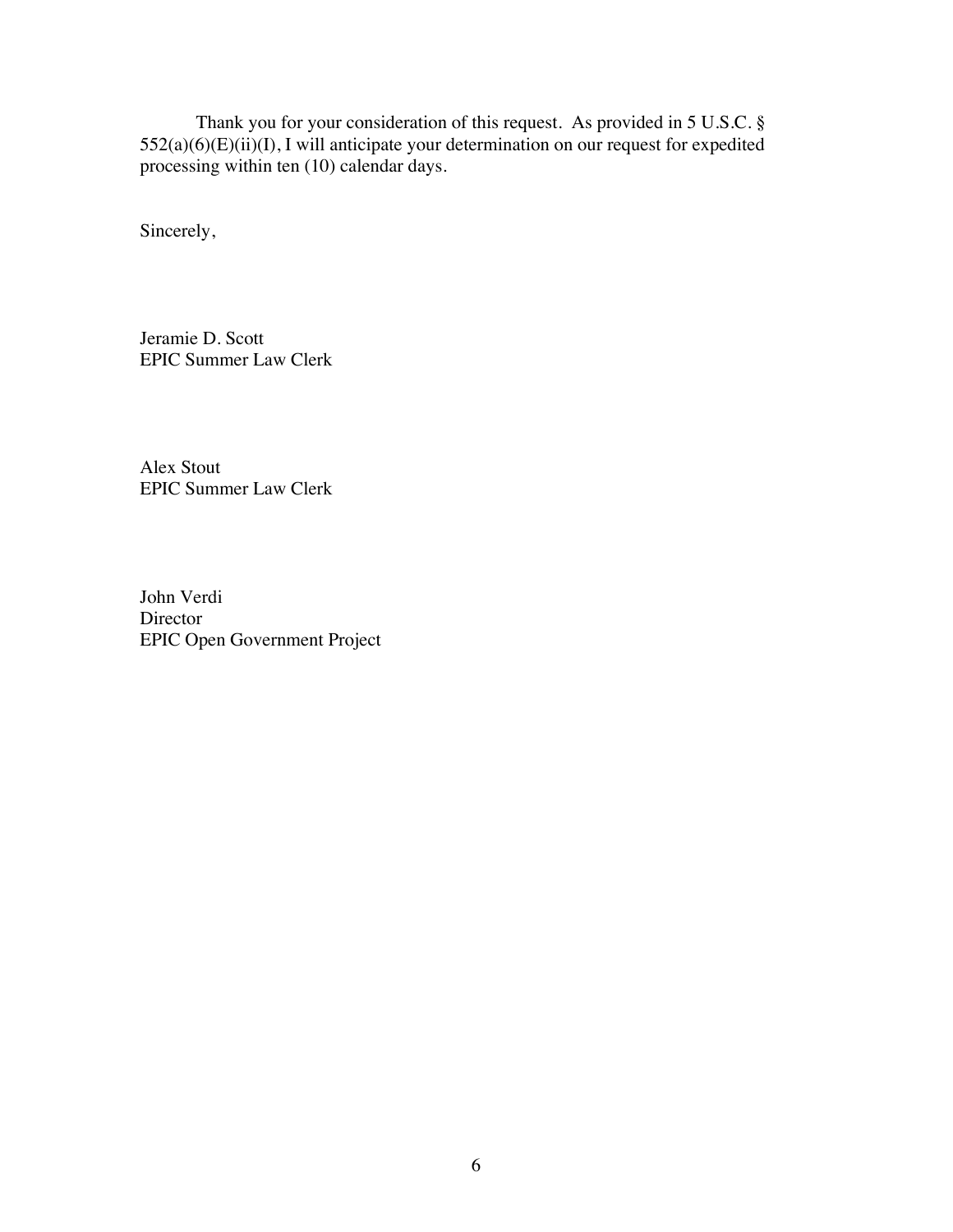Thank you for your consideration of this request. As provided in 5 U.S.C. § 552(a)(6)(E)(ii)(I), I will anticipate your determination on our request for expedited processing within ten (10) calendar days.

Sincerely,

Jeramie D. Scott  
EPIC Summer Law Clerk

Alex Stout  
EPIC Summer Law Clerk

John Verdi  
Director  
EPIC Open Government Project